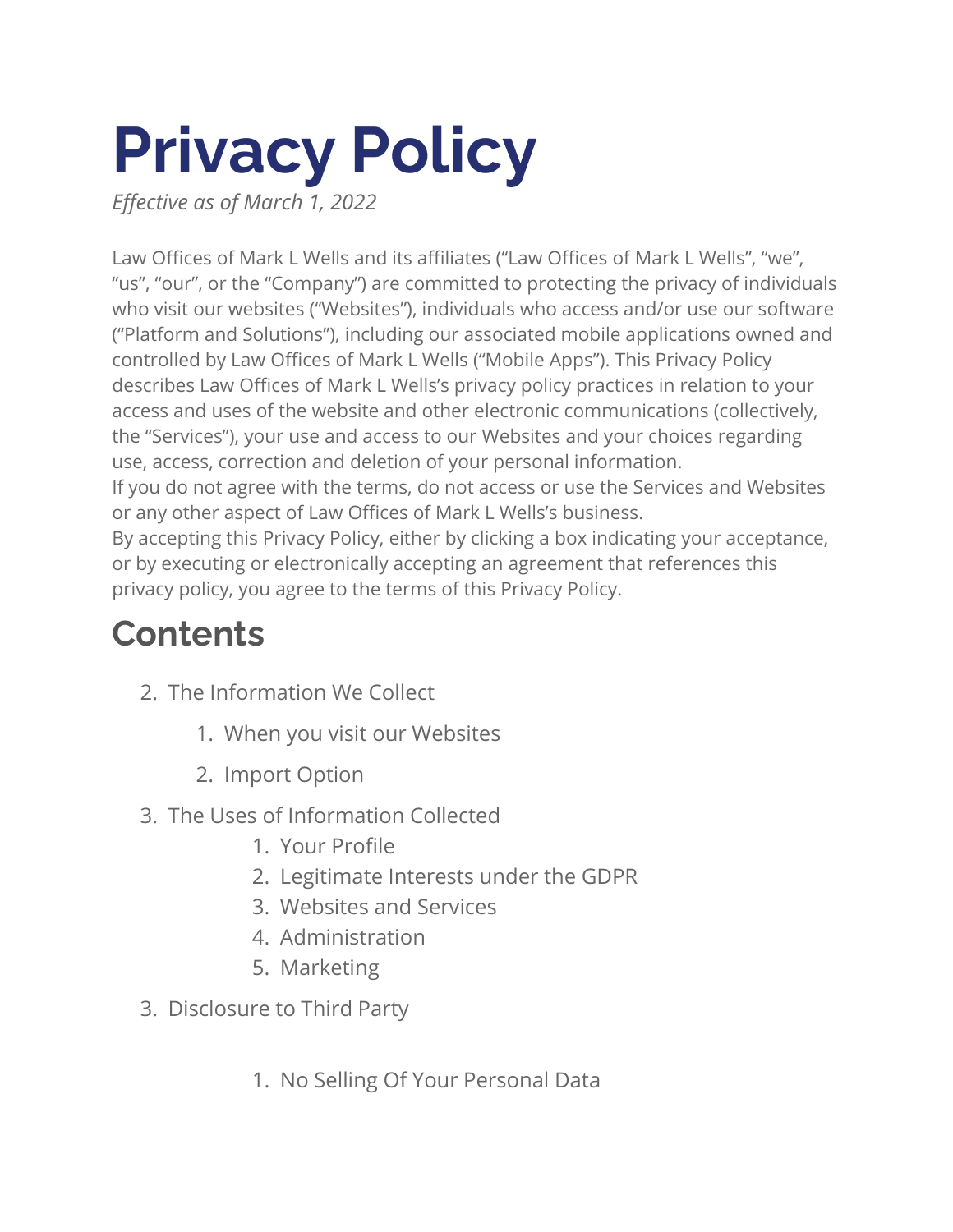# Privacy Policy

*Effective as of March 1, 2022*

Law Offices of Mark L Wells and its affiliates ("Law Offices of Mark L Wells", "we", "us", "our", or the "Company") are committed to protecting the privacy of individuals who visit our websites ("Websites"), individuals who access and/or use our software ("Platform and Solutions"), including our associated mobile applications owned and controlled by Law Offices of Mark L Wells ("Mobile Apps"). This Privacy Policy describes Law Offices of Mark L Wells's privacy policy practices in relation to your access and uses of the website and other electronic communications (collectively, the "Services"), your use and access to our Websites and your choices regarding use, access, correction and deletion of your personal information.

If you do not agree with the terms, do not access or use the Services and Websites or any other aspect of Law Offices of Mark L Wells's business.

By accepting this Privacy Policy, either by clicking a box indicating your acceptance, or by executing or electronically accepting an agreement that references this privacy policy, you agree to the terms of this Privacy Policy.

## Contents

2. The Information We Collect
    1. When you visit our Websites
    2. Import Option
3. The Uses of Information Collected
    1. Your Profile
    2. Legitimate Interests under the GDPR
    3. Websites and Services
    4. Administration
    5. Marketing
3. Disclosure to Third Party
    1. No Selling Of Your Personal Data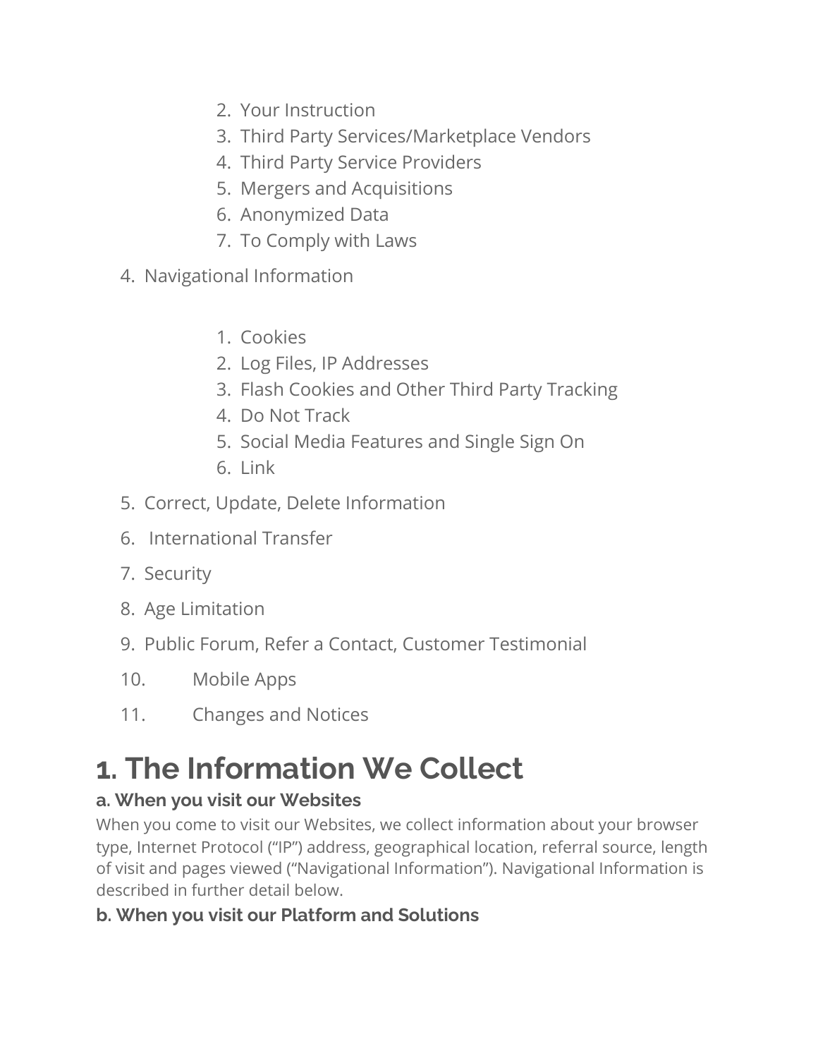2. Your Instruction
3. Third Party Services/Marketplace Vendors
4. Third Party Service Providers
5. Mergers and Acquisitions
6. Anonymized Data
7. To Comply with Laws

4. Navigational Information

    1. Cookies
    2. Log Files, IP Addresses
    3. Flash Cookies and Other Third Party Tracking
    4. Do Not Track
    5. Social Media Features and Single Sign On
    6. Link

5. Correct, Update, Delete Information
6. International Transfer
7. Security
8. Age Limitation
9. Public Forum, Refer a Contact, Customer Testimonial
10. Mobile Apps
11. Changes and Notices

# 1. The Information We Collect

### a. When you visit our Websites

When you come to visit our Websites, we collect information about your browser type, Internet Protocol ("IP") address, geographical location, referral source, length of visit and pages viewed ("Navigational Information"). Navigational Information is described in further detail below.

### b. When you visit our Platform and Solutions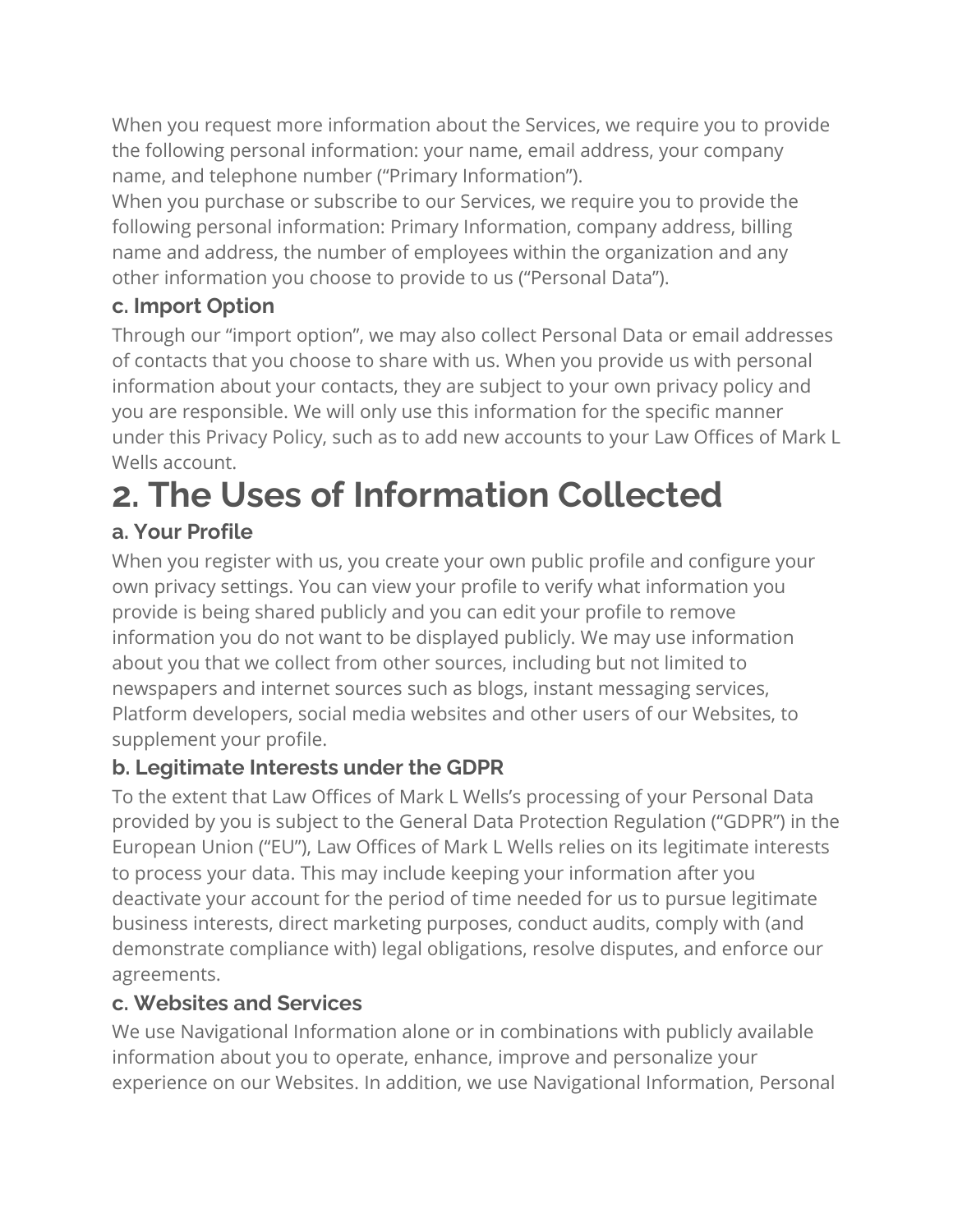When you request more information about the Services, we require you to provide the following personal information: your name, email address, your company name, and telephone number (“Primary Information”).

When you purchase or subscribe to our Services, we require you to provide the following personal information: Primary Information, company address, billing name and address, the number of employees within the organization and any other information you choose to provide to us (“Personal Data”).

### c. Import Option

Through our “import option”, we may also collect Personal Data or email addresses of contacts that you choose to share with us. When you provide us with personal information about your contacts, they are subject to your own privacy policy and you are responsible. We will only use this information for the specific manner under this Privacy Policy, such as to add new accounts to your Law Offices of Mark L Wells account.

## 2. The Uses of Information Collected

### a. Your Profile

When you register with us, you create your own public profile and configure your own privacy settings. You can view your profile to verify what information you provide is being shared publicly and you can edit your profile to remove information you do not want to be displayed publicly. We may use information about you that we collect from other sources, including but not limited to newspapers and internet sources such as blogs, instant messaging services, Platform developers, social media websites and other users of our Websites, to supplement your profile.

### b. Legitimate Interests under the GDPR

To the extent that Law Offices of Mark L Wells’s processing of your Personal Data provided by you is subject to the General Data Protection Regulation (“GDPR”) in the European Union (“EU”), Law Offices of Mark L Wells relies on its legitimate interests to process your data. This may include keeping your information after you deactivate your account for the period of time needed for us to pursue legitimate business interests, direct marketing purposes, conduct audits, comply with (and demonstrate compliance with) legal obligations, resolve disputes, and enforce our agreements.

### c. Websites and Services

We use Navigational Information alone or in combinations with publicly available information about you to operate, enhance, improve and personalize your experience on our Websites. In addition, we use Navigational Information, Personal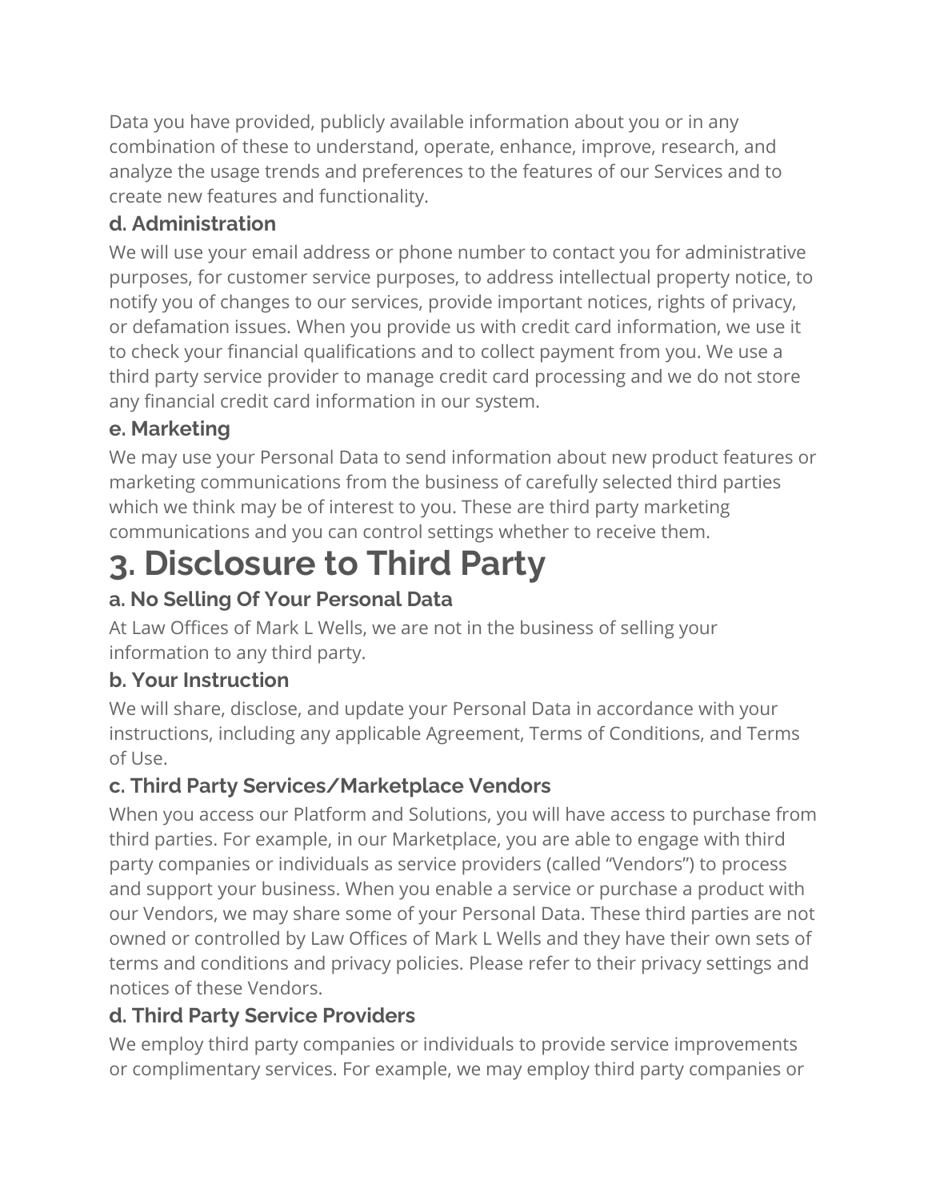Data you have provided, publicly available information about you or in any combination of these to understand, operate, enhance, improve, research, and analyze the usage trends and preferences to the features of our Services and to create new features and functionality.

### d. Administration

We will use your email address or phone number to contact you for administrative purposes, for customer service purposes, to address intellectual property notice, to notify you of changes to our services, provide important notices, rights of privacy, or defamation issues. When you provide us with credit card information, we use it to check your financial qualifications and to collect payment from you. We use a third party service provider to manage credit card processing and we do not store any financial credit card information in our system.

### e. Marketing

We may use your Personal Data to send information about new product features or marketing communications from the business of carefully selected third parties which we think may be of interest to you. These are third party marketing communications and you can control settings whether to receive them.

# 3. Disclosure to Third Party

### a. No Selling Of Your Personal Data

At Law Offices of Mark L Wells, we are not in the business of selling your information to any third party.

### b. Your Instruction

We will share, disclose, and update your Personal Data in accordance with your instructions, including any applicable Agreement, Terms of Conditions, and Terms of Use.

### c. Third Party Services/Marketplace Vendors

When you access our Platform and Solutions, you will have access to purchase from third parties. For example, in our Marketplace, you are able to engage with third party companies or individuals as service providers (called "Vendors") to process and support your business. When you enable a service or purchase a product with our Vendors, we may share some of your Personal Data. These third parties are not owned or controlled by Law Offices of Mark L Wells and they have their own sets of terms and conditions and privacy policies. Please refer to their privacy settings and notices of these Vendors.

### d. Third Party Service Providers

We employ third party companies or individuals to provide service improvements or complimentary services. For example, we may employ third party companies or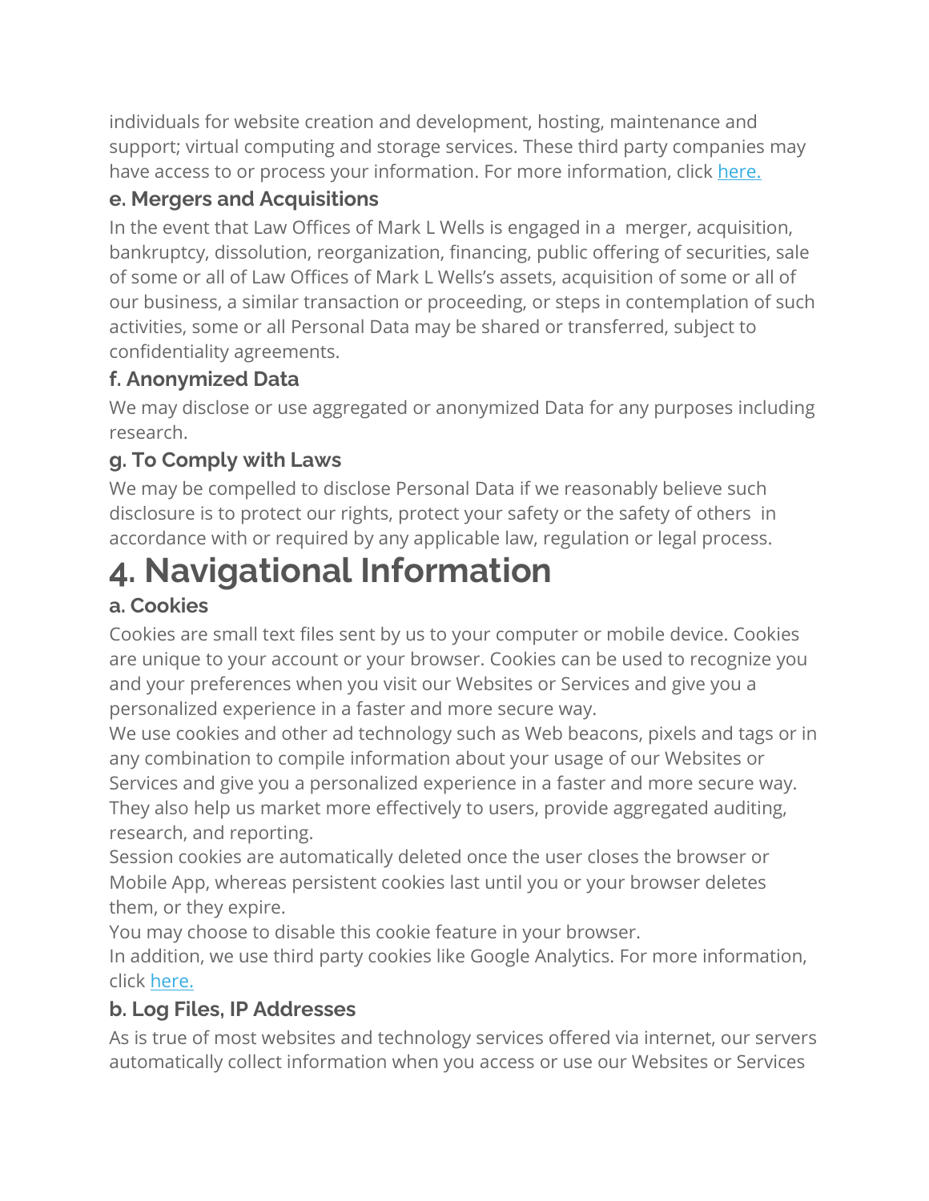individuals for website creation and development, hosting, maintenance and support; virtual computing and storage services. These third party companies may have access to or process your information. For more information, click [here.]()

### e. Mergers and Acquisitions

In the event that Law Offices of Mark L Wells is engaged in a merger, acquisition, bankruptcy, dissolution, reorganization, financing, public offering of securities, sale of some or all of Law Offices of Mark L Wells's assets, acquisition of some or all of our business, a similar transaction or proceeding, or steps in contemplation of such activities, some or all Personal Data may be shared or transferred, subject to confidentiality agreements.

### f. Anonymized Data

We may disclose or use aggregated or anonymized Data for any purposes including research.

### g. To Comply with Laws

We may be compelled to disclose Personal Data if we reasonably believe such disclosure is to protect our rights, protect your safety or the safety of others in accordance with or required by any applicable law, regulation or legal process.

# 4. Navigational Information

### a. Cookies

Cookies are small text files sent by us to your computer or mobile device. Cookies are unique to your account or your browser. Cookies can be used to recognize you and your preferences when you visit our Websites or Services and give you a personalized experience in a faster and more secure way.

We use cookies and other ad technology such as Web beacons, pixels and tags or in any combination to compile information about your usage of our Websites or Services and give you a personalized experience in a faster and more secure way. They also help us market more effectively to users, provide aggregated auditing, research, and reporting.

Session cookies are automatically deleted once the user closes the browser or Mobile App, whereas persistent cookies last until you or your browser deletes them, or they expire.

You may choose to disable this cookie feature in your browser.

In addition, we use third party cookies like Google Analytics. For more information, click [here.]()

### b. Log Files, IP Addresses

As is true of most websites and technology services offered via internet, our servers automatically collect information when you access or use our Websites or Services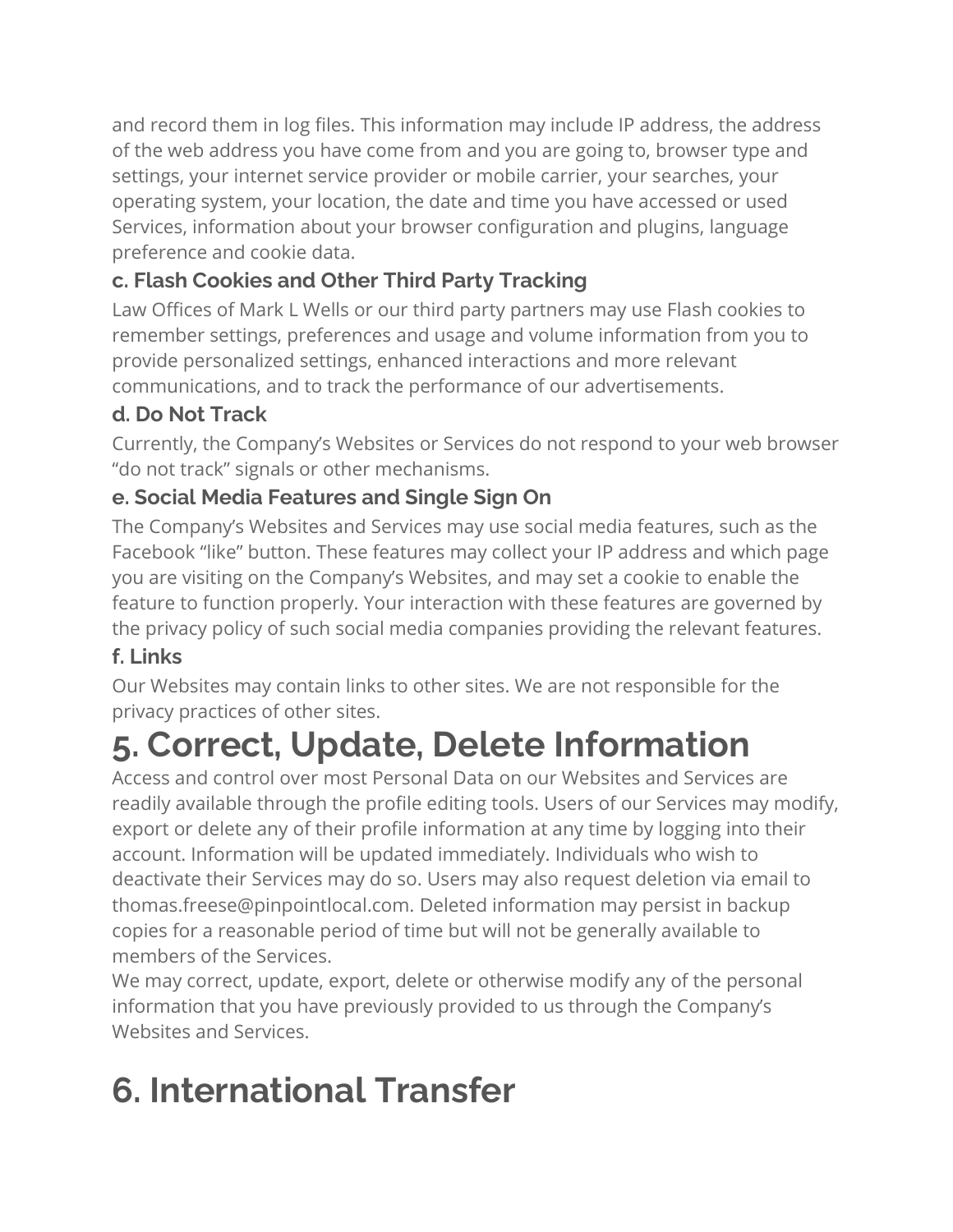and record them in log files. This information may include IP address, the address of the web address you have come from and you are going to, browser type and settings, your internet service provider or mobile carrier, your searches, your operating system, your location, the date and time you have accessed or used Services, information about your browser configuration and plugins, language preference and cookie data.

### c. Flash Cookies and Other Third Party Tracking

Law Offices of Mark L Wells or our third party partners may use Flash cookies to remember settings, preferences and usage and volume information from you to provide personalized settings, enhanced interactions and more relevant communications, and to track the performance of our advertisements.

### d. Do Not Track

Currently, the Company's Websites or Services do not respond to your web browser "do not track" signals or other mechanisms.

### e. Social Media Features and Single Sign On

The Company's Websites and Services may use social media features, such as the Facebook "like" button. These features may collect your IP address and which page you are visiting on the Company's Websites, and may set a cookie to enable the feature to function properly. Your interaction with these features are governed by the privacy policy of such social media companies providing the relevant features.

### f. Links

Our Websites may contain links to other sites. We are not responsible for the privacy practices of other sites.

# 5. Correct, Update, Delete Information

Access and control over most Personal Data on our Websites and Services are readily available through the profile editing tools. Users of our Services may modify, export or delete any of their profile information at any time by logging into their account. Information will be updated immediately. Individuals who wish to deactivate their Services may do so. Users may also request deletion via email to thomas.freese@pinpointlocal.com. Deleted information may persist in backup copies for a reasonable period of time but will not be generally available to members of the Services.

We may correct, update, export, delete or otherwise modify any of the personal information that you have previously provided to us through the Company's Websites and Services.

# 6. International Transfer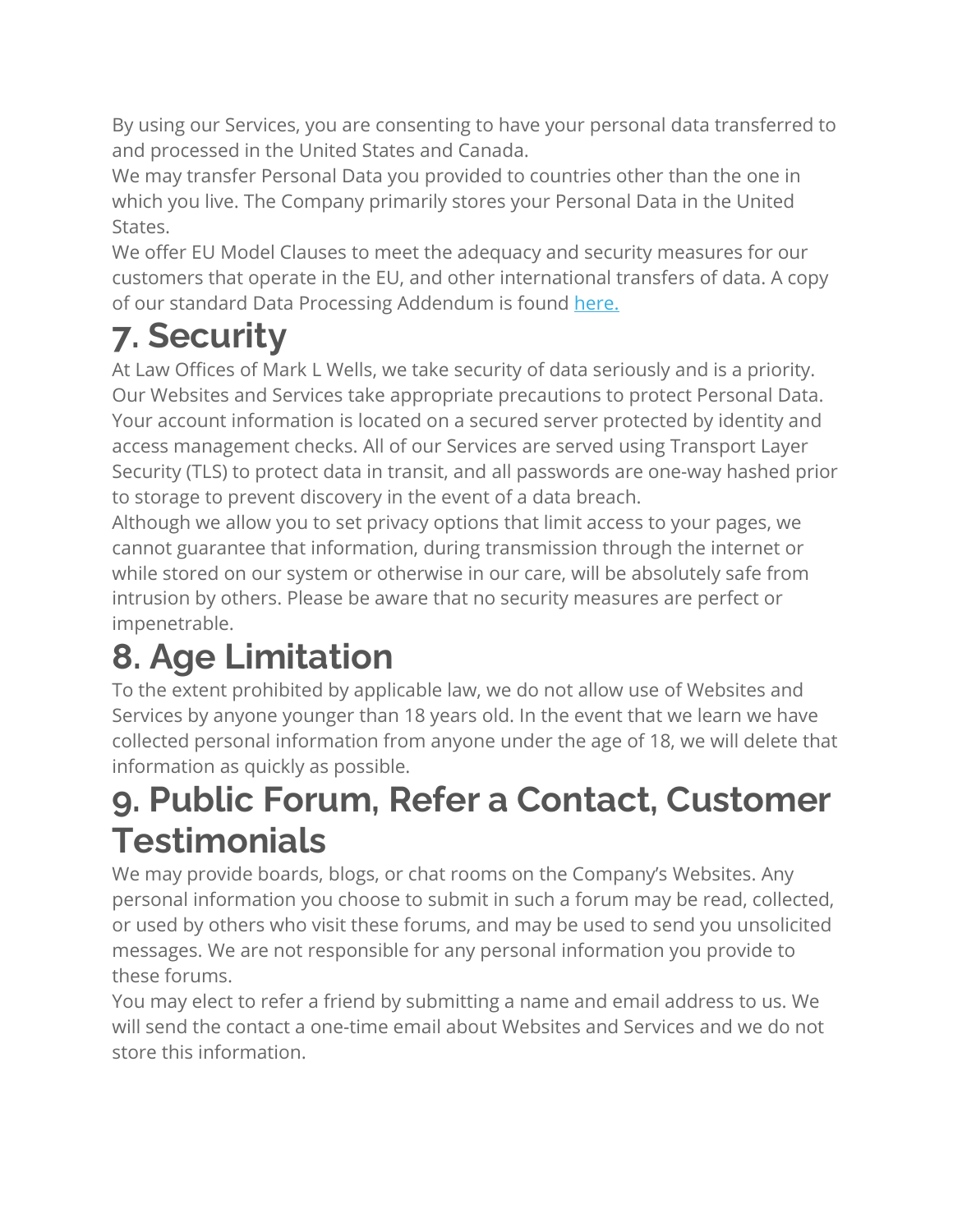By using our Services, you are consenting to have your personal data transferred to and processed in the United States and Canada.

We may transfer Personal Data you provided to countries other than the one in which you live. The Company primarily stores your Personal Data in the United States.

We offer EU Model Clauses to meet the adequacy and security measures for our customers that operate in the EU, and other international transfers of data. A copy of our standard Data Processing Addendum is found [here.]

# 7. Security

At Law Offices of Mark L Wells, we take security of data seriously and is a priority. Our Websites and Services take appropriate precautions to protect Personal Data. Your account information is located on a secured server protected by identity and access management checks. All of our Services are served using Transport Layer Security (TLS) to protect data in transit, and all passwords are one-way hashed prior to storage to prevent discovery in the event of a data breach.

Although we allow you to set privacy options that limit access to your pages, we cannot guarantee that information, during transmission through the internet or while stored on our system or otherwise in our care, will be absolutely safe from intrusion by others. Please be aware that no security measures are perfect or impenetrable.

# 8. Age Limitation

To the extent prohibited by applicable law, we do not allow use of Websites and Services by anyone younger than 18 years old. In the event that we learn we have collected personal information from anyone under the age of 18, we will delete that information as quickly as possible.

# 9. Public Forum, Refer a Contact, Customer Testimonials

We may provide boards, blogs, or chat rooms on the Company's Websites. Any personal information you choose to submit in such a forum may be read, collected, or used by others who visit these forums, and may be used to send you unsolicited messages. We are not responsible for any personal information you provide to these forums.

You may elect to refer a friend by submitting a name and email address to us. We will send the contact a one-time email about Websites and Services and we do not store this information.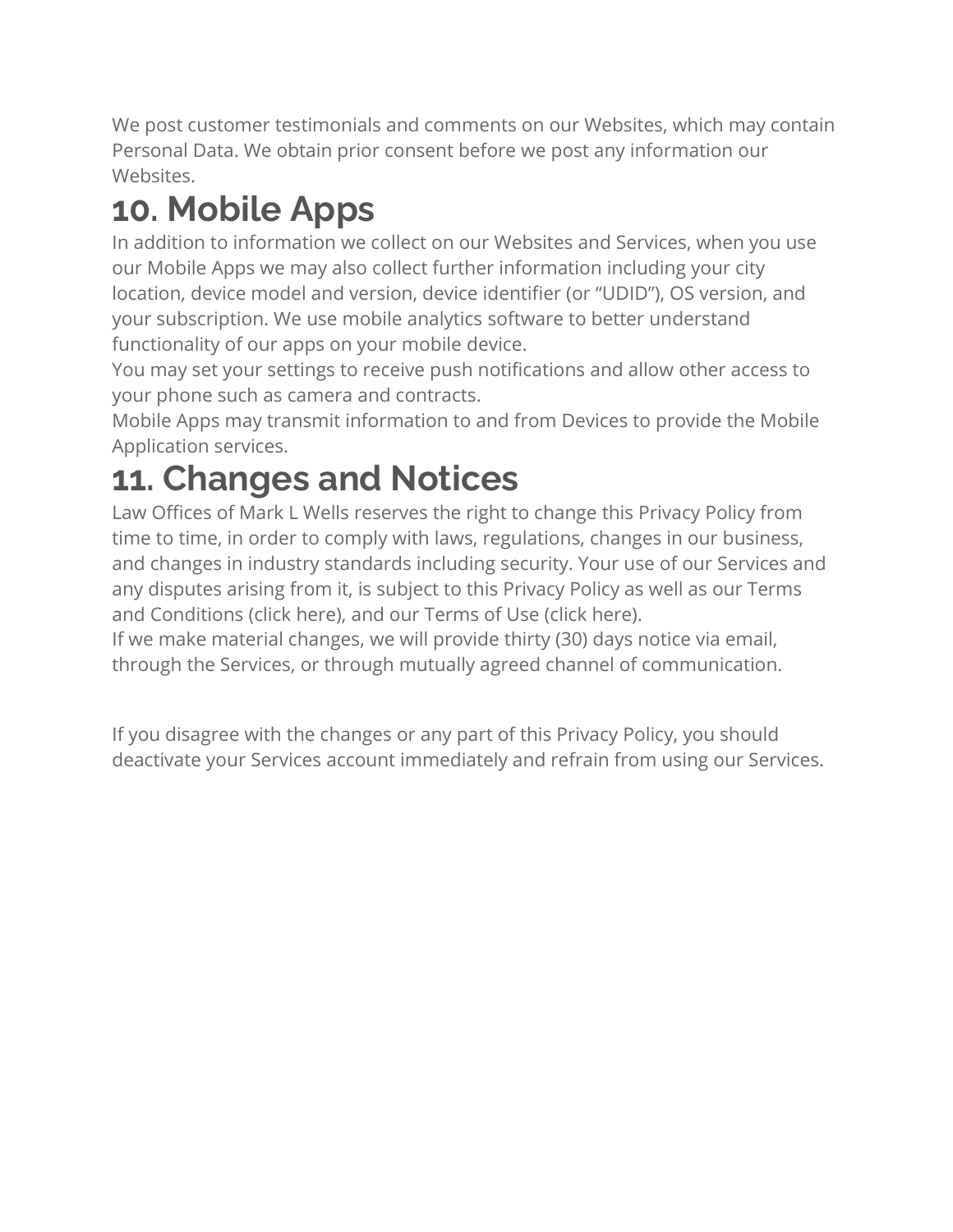We post customer testimonials and comments on our Websites, which may contain Personal Data. We obtain prior consent before we post any information our Websites.

## 10. Mobile Apps

In addition to information we collect on our Websites and Services, when you use our Mobile Apps we may also collect further information including your city location, device model and version, device identifier (or "UDID"), OS version, and your subscription. We use mobile analytics software to better understand functionality of our apps on your mobile device.

You may set your settings to receive push notifications and allow other access to your phone such as camera and contracts.

Mobile Apps may transmit information to and from Devices to provide the Mobile Application services.

## 11. Changes and Notices

Law Offices of Mark L Wells reserves the right to change this Privacy Policy from time to time, in order to comply with laws, regulations, changes in our business, and changes in industry standards including security. Your use of our Services and any disputes arising from it, is subject to this Privacy Policy as well as our Terms and Conditions (click here), and our Terms of Use (click here).

If we make material changes, we will provide thirty (30) days notice via email, through the Services, or through mutually agreed channel of communication.

If you disagree with the changes or any part of this Privacy Policy, you should deactivate your Services account immediately and refrain from using our Services.